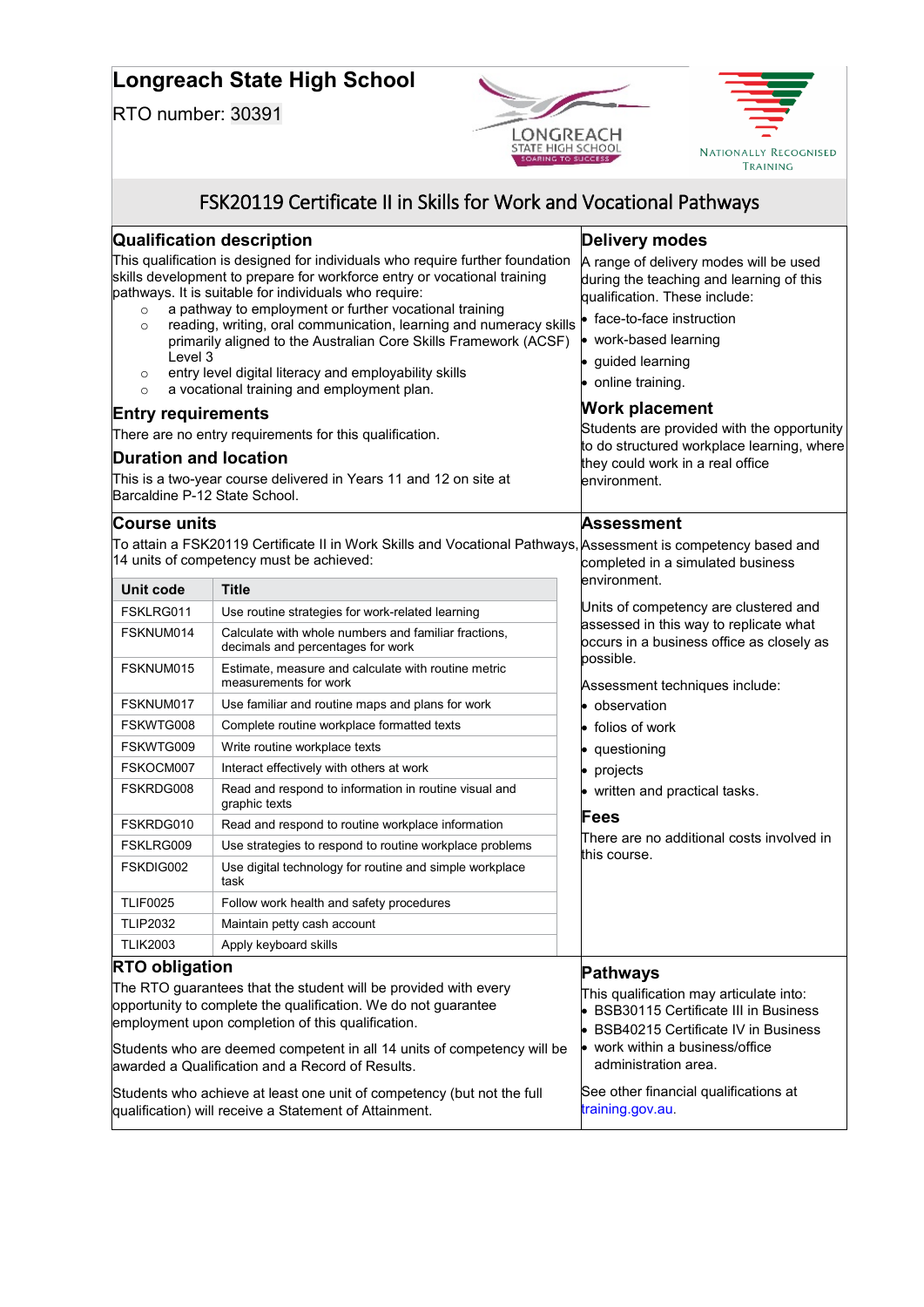# Longreach State High School

RTO number: 30391

## FSK20119 Certificate II in Skills for Work and Vocational Pathways

### Qualification description

This qualification is designed for individuals who require further foundation skills development to prepare for workforce entry or vocational training pathways. It is suitable for individuals who require:

- a pathway to employment or further vocational training
- reading, writing, oral communication, learning and numeracy skills primarily aligned to the Australian Core Skills Framework (ACSF) Level 3
- entry level digital literacy and employability skills
- a vocational training and employment plan.

### Entry requirements

There are no entry requirements for this qualification.

### Duration and location

This is a two-year course delivered in Years 11 and 12 on site at Barcaldine P-12 State School.

### Delivery modes

A range of delivery modes will be used during the teaching and learning of this qualification. These include:

- face-to-face instruction
- work-based learning
- guided learning
- online training.

### Work placement

Students are provided with the opportunity to do structured workplace learning, where they could work in a real office environment.

### Course units

To attain a FSK20119 Certificate II in Work Skills and Vocational Pathways, 14 units of competency must be achieved:

| Unit code | Title |
|---|---|
| FSKLRG011 | Use routine strategies for work-related learning |
| FSKNUM014 | Calculate with whole numbers and familiar fractions, decimals and percentages for work |
| FSKNUM015 | Estimate, measure and calculate with routine metric measurements for work |
| FSKNUM017 | Use familiar and routine maps and plans for work |
| FSKWTG008 | Complete routine workplace formatted texts |
| FSKWTG009 | Write routine workplace texts |
| FSKOCM007 | Interact effectively with others at work |
| FSKRDG008 | Read and respond to information in routine visual and graphic texts |
| FSKRDG010 | Read and respond to routine workplace information |
| FSKLRG009 | Use strategies to respond to routine workplace problems |
| FSKDIG002 | Use digital technology for routine and simple workplace task |
| TLIF0025 | Follow work health and safety procedures |
| TLIP2032 | Maintain petty cash account |
| TLIK2003 | Apply keyboard skills |

### Assessment

Assessment is competency based and completed in a simulated business environment.

Units of competency are clustered and assessed in this way to replicate what occurs in a business office as closely as possible.

Assessment techniques include:

- observation
- folios of work
- questioning
- projects
- written and practical tasks.

### Fees

There are no additional costs involved in this course.

### RTO obligation

The RTO guarantees that the student will be provided with every opportunity to complete the qualification. We do not guarantee employment upon completion of this qualification.

Students who are deemed competent in all 14 units of competency will be awarded a Qualification and a Record of Results.

Students who achieve at least one unit of competency (but not the full qualification) will receive a Statement of Attainment.

### Pathways

This qualification may articulate into:

- BSB30115 Certificate III in Business
- BSB40215 Certificate IV in Business
- work within a business/office administration area.

See other financial qualifications at training.gov.au.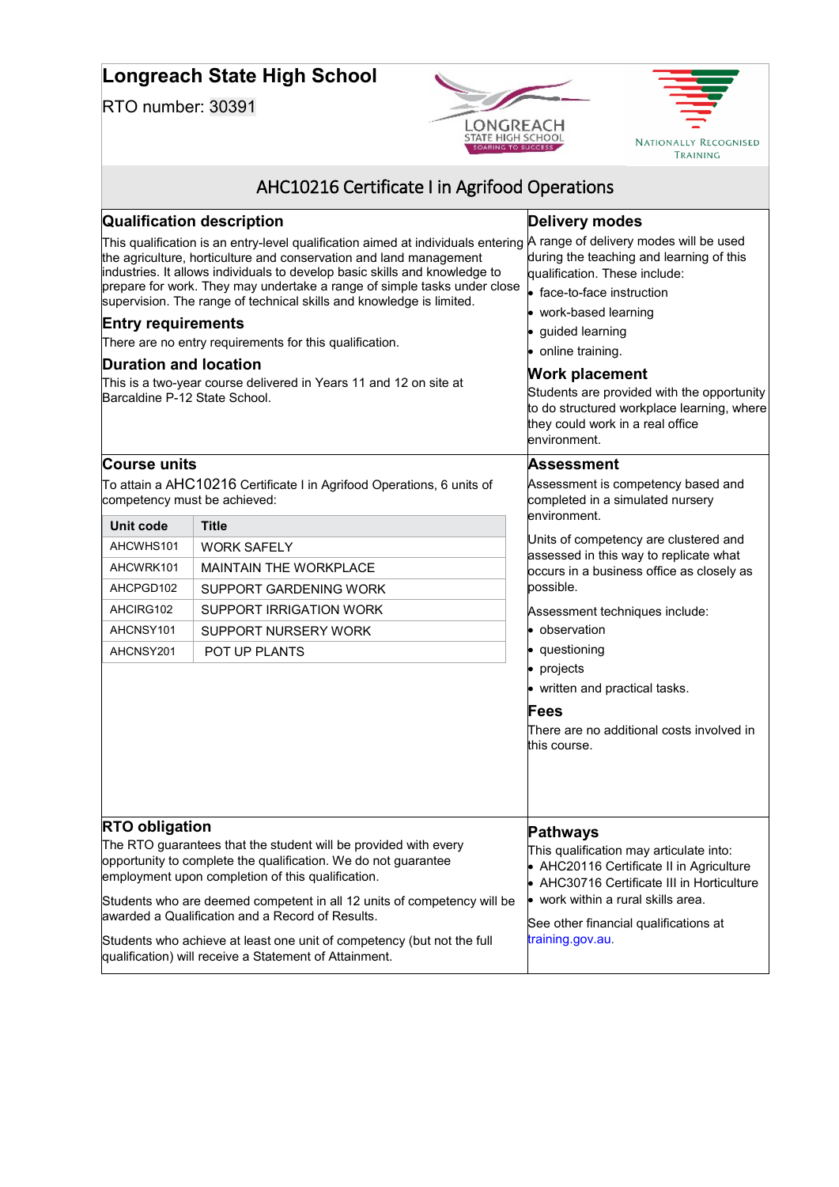# Longreach State High School

RTO number: 30391

LONGREACH STATE HIGH SCHOOL SOARING TO SUCCESS

NATIONALLY RECOGNISED TRAINING

## AHC10216 Certificate I in Agrifood Operations

### Qualification description

This qualification is an entry-level qualification aimed at individuals entering the agriculture, horticulture and conservation and land management industries. It allows individuals to develop basic skills and knowledge to prepare for work. They may undertake a range of simple tasks under close supervision. The range of technical skills and knowledge is limited.

### Entry requirements

There are no entry requirements for this qualification.

### Duration and location

This is a two-year course delivered in Years 11 and 12 on site at Barcaldine P-12 State School.

### Delivery modes

A range of delivery modes will be used during the teaching and learning of this qualification. These include:

- face-to-face instruction
- work-based learning
- guided learning
- online training.

### Work placement

Students are provided with the opportunity to do structured workplace learning, where they could work in a real office environment.

### Course units

To attain a AHC10216 Certificate I in Agrifood Operations, 6 units of competency must be achieved:

| Unit code | Title |
|---|---|
| AHCWHS101 | WORK SAFELY |
| AHCWRK101 | MAINTAIN THE WORKPLACE |
| AHCPGD102 | SUPPORT GARDENING WORK |
| AHCIRG102 | SUPPORT IRRIGATION WORK |
| AHCNSY101 | SUPPORT NURSERY WORK |
| AHCNSY201 | POT UP PLANTS |

### Assessment

Assessment is competency based and completed in a simulated nursery environment.

Units of competency are clustered and assessed in this way to replicate what occurs in a business office as closely as possible.

Assessment techniques include:

- observation
- questioning
- projects
- written and practical tasks.

### Fees

There are no additional costs involved in this course.

### RTO obligation

The RTO guarantees that the student will be provided with every opportunity to complete the qualification. We do not guarantee employment upon completion of this qualification.

Students who are deemed competent in all 12 units of competency will be awarded a Qualification and a Record of Results.

Students who achieve at least one unit of competency (but not the full qualification) will receive a Statement of Attainment.

### Pathways

This qualification may articulate into:

- AHC20116 Certificate II in Agriculture
- AHC30716 Certificate III in Horticulture
- work within a rural skills area.

See other financial qualifications at training.gov.au.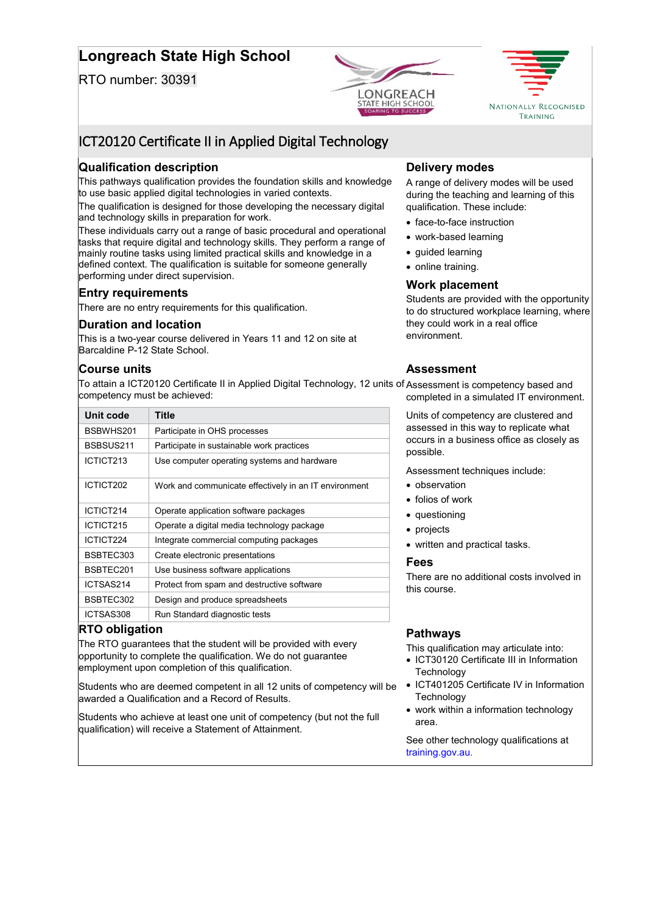# Longreach State High School

RTO number: 30391

LONGREACH STATE HIGH SCHOOL SOARING TO SUCCESS

NATIONALLY RECOGNISED TRAINING

## ICT20120 Certificate II in Applied Digital Technology

### Qualification description

This pathways qualification provides the foundation skills and knowledge to use basic applied digital technologies in varied contexts.

The qualification is designed for those developing the necessary digital and technology skills in preparation for work.

These individuals carry out a range of basic procedural and operational tasks that require digital and technology skills. They perform a range of mainly routine tasks using limited practical skills and knowledge in a defined context. The qualification is suitable for someone generally performing under direct supervision.

### Entry requirements

There are no entry requirements for this qualification.

### Duration and location

This is a two-year course delivered in Years 11 and 12 on site at Barcaldine P-12 State School.

### Course units

To attain a ICT20120 Certificate II in Applied Digital Technology, 12 units of competency must be achieved:

| Unit code | Title |
|---|---|
| BSBWHS201 | Participate in OHS processes |
| BSBSUS211 | Participate in sustainable work practices |
| ICTICT213 | Use computer operating systems and hardware |
| ICTICT202 | Work and communicate effectively in an IT environment |
| ICTICT214 | Operate application software packages |
| ICTICT215 | Operate a digital media technology package |
| ICTICT224 | Integrate commercial computing packages |
| BSBTEC303 | Create electronic presentations |
| BSBTEC201 | Use business software applications |
| ICTSAS214 | Protect from spam and destructive software |
| BSBTEC302 | Design and produce spreadsheets |
| ICTSAS308 | Run Standard diagnostic tests |

### RTO obligation

The RTO guarantees that the student will be provided with every opportunity to complete the qualification. We do not guarantee employment upon completion of this qualification.

Students who are deemed competent in all 12 units of competency will be awarded a Qualification and a Record of Results.

Students who achieve at least one unit of competency (but not the full qualification) will receive a Statement of Attainment.

### Delivery modes

A range of delivery modes will be used during the teaching and learning of this qualification. These include:

- face-to-face instruction
- work-based learning
- guided learning
- online training.

### Work placement

Students are provided with the opportunity to do structured workplace learning, where they could work in a real office environment.

### Assessment

Assessment is competency based and completed in a simulated IT environment.

Units of competency are clustered and assessed in this way to replicate what occurs in a business office as closely as possible.

Assessment techniques include:

- observation
- folios of work
- questioning
- projects
- written and practical tasks.

### Fees

There are no additional costs involved in this course.

### Pathways

This qualification may articulate into:

- ICT30120 Certificate III in Information Technology
- ICT401205 Certificate IV in Information Technology
- work within a information technology area.

See other technology qualifications at training.gov.au.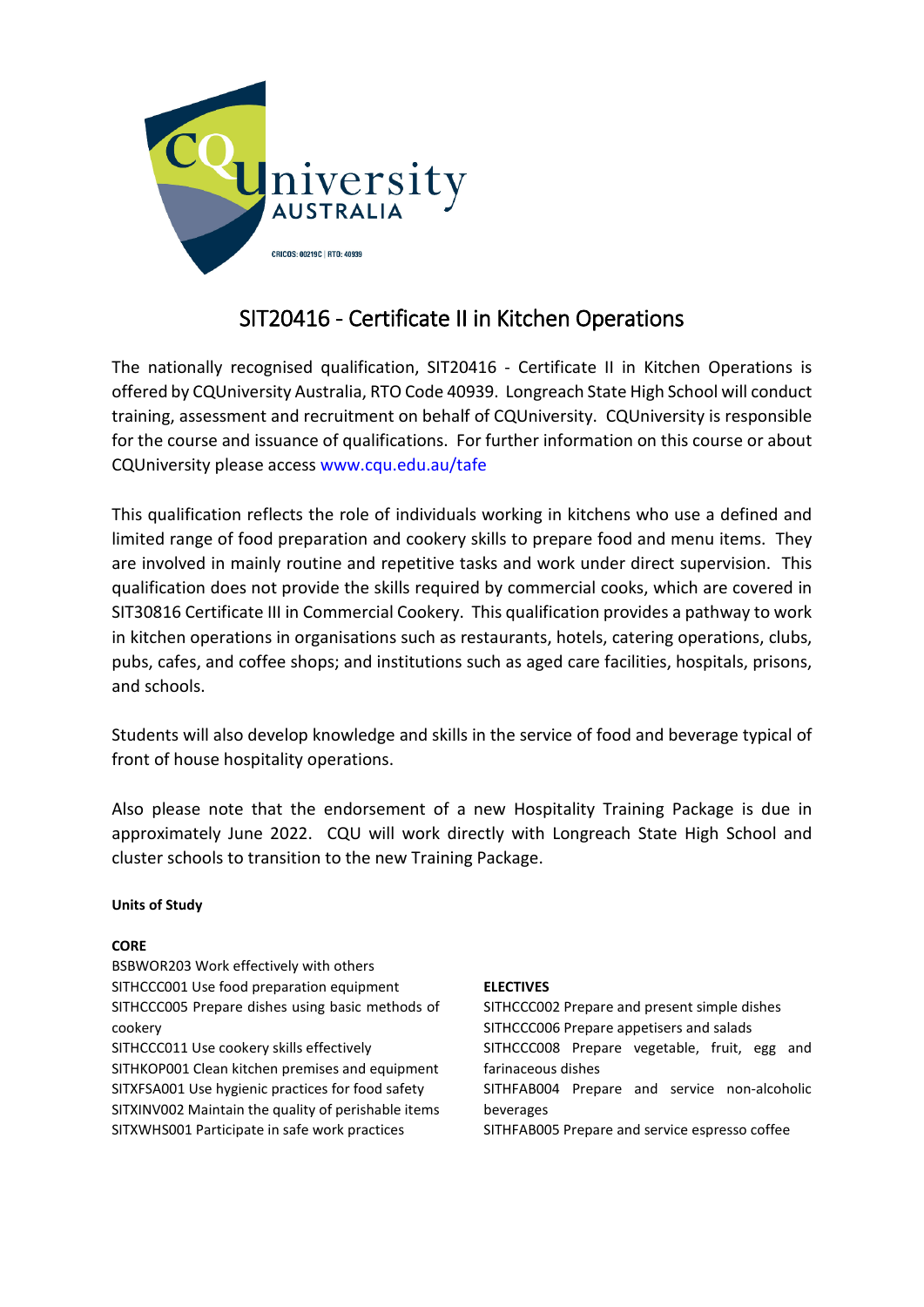# SIT20416 - Certificate II in Kitchen Operations

The nationally recognised qualification, SIT20416 - Certificate II in Kitchen Operations is offered by CQUniversity Australia, RTO Code 40939. Longreach State High School will conduct training, assessment and recruitment on behalf of CQUniversity. CQUniversity is responsible for the course and issuance of qualifications. For further information on this course or about CQUniversity please access www.cqu.edu.au/tafe

This qualification reflects the role of individuals working in kitchens who use a defined and limited range of food preparation and cookery skills to prepare food and menu items. They are involved in mainly routine and repetitive tasks and work under direct supervision. This qualification does not provide the skills required by commercial cooks, which are covered in SIT30816 Certificate III in Commercial Cookery. This qualification provides a pathway to work in kitchen operations in organisations such as restaurants, hotels, catering operations, clubs, pubs, cafes, and coffee shops; and institutions such as aged care facilities, hospitals, prisons, and schools.

Students will also develop knowledge and skills in the service of food and beverage typical of front of house hospitality operations.

Also please note that the endorsement of a new Hospitality Training Package is due in approximately June 2022. CQU will work directly with Longreach State High School and cluster schools to transition to the new Training Package.

**Units of Study**

**CORE**

BSBWOR203 Work effectively with others
SITHCCC001 Use food preparation equipment
SITHCCC005 Prepare dishes using basic methods of cookery
SITHCCC011 Use cookery skills effectively
SITHKOP001 Clean kitchen premises and equipment
SITXFSA001 Use hygienic practices for food safety
SITXINV002 Maintain the quality of perishable items
SITXWHS001 Participate in safe work practices

**ELECTIVES**

SITHCCC002 Prepare and present simple dishes
SITHCCC006 Prepare appetisers and salads
SITHCCC008 Prepare vegetable, fruit, egg and farinaceous dishes
SITHFAB004 Prepare and service non-alcoholic beverages
SITHFAB005 Prepare and service espresso coffee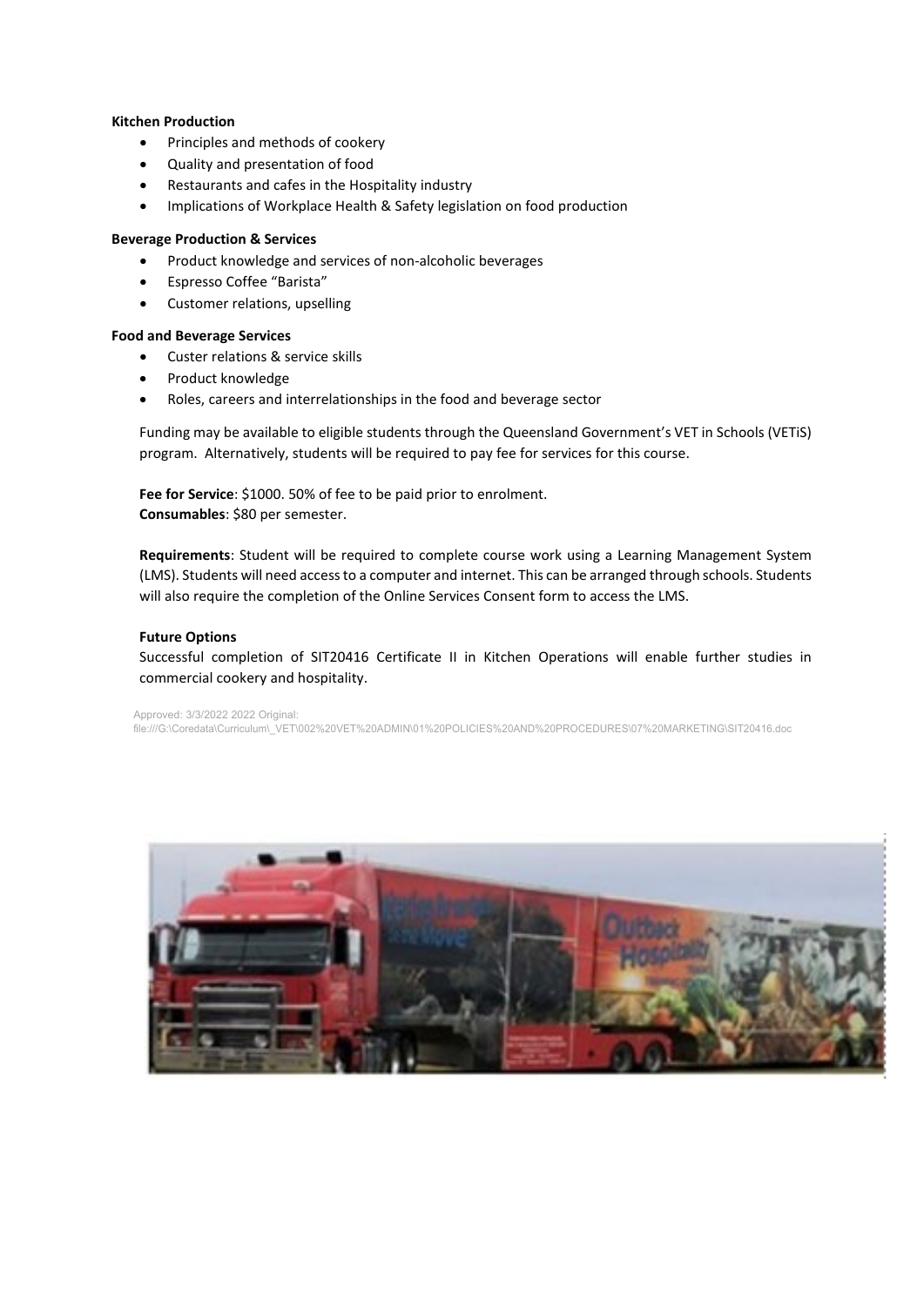**Kitchen Production**

- Principles and methods of cookery
- Quality and presentation of food
- Restaurants and cafes in the Hospitality industry
- Implications of Workplace Health & Safety legislation on food production

**Beverage Production & Services**

- Product knowledge and services of non-alcoholic beverages
- Espresso Coffee "Barista"
- Customer relations, upselling

**Food and Beverage Services**

- Custer relations & service skills
- Product knowledge
- Roles, careers and interrelationships in the food and beverage sector

Funding may be available to eligible students through the Queensland Government's VET in Schools (VETiS) program. Alternatively, students will be required to pay fee for services for this course.

**Fee for Service**: $1000. 50% of fee to be paid prior to enrolment.
**Consumables**: $80 per semester.

**Requirements**: Student will be required to complete course work using a Learning Management System (LMS). Students will need access to a computer and internet. This can be arranged through schools. Students will also require the completion of the Online Services Consent form to access the LMS.

**Future Options**

Successful completion of SIT20416 Certificate II in Kitchen Operations will enable further studies in commercial cookery and hospitality.

Approved: 3/3/2022 2022 Original:
file:///G:\Coredata\Curriculum\_VET\002%20VET%20ADMIN\01%20POLICIES%20AND%20PROCEDURES\07%20MARKETING\SIT20416.doc